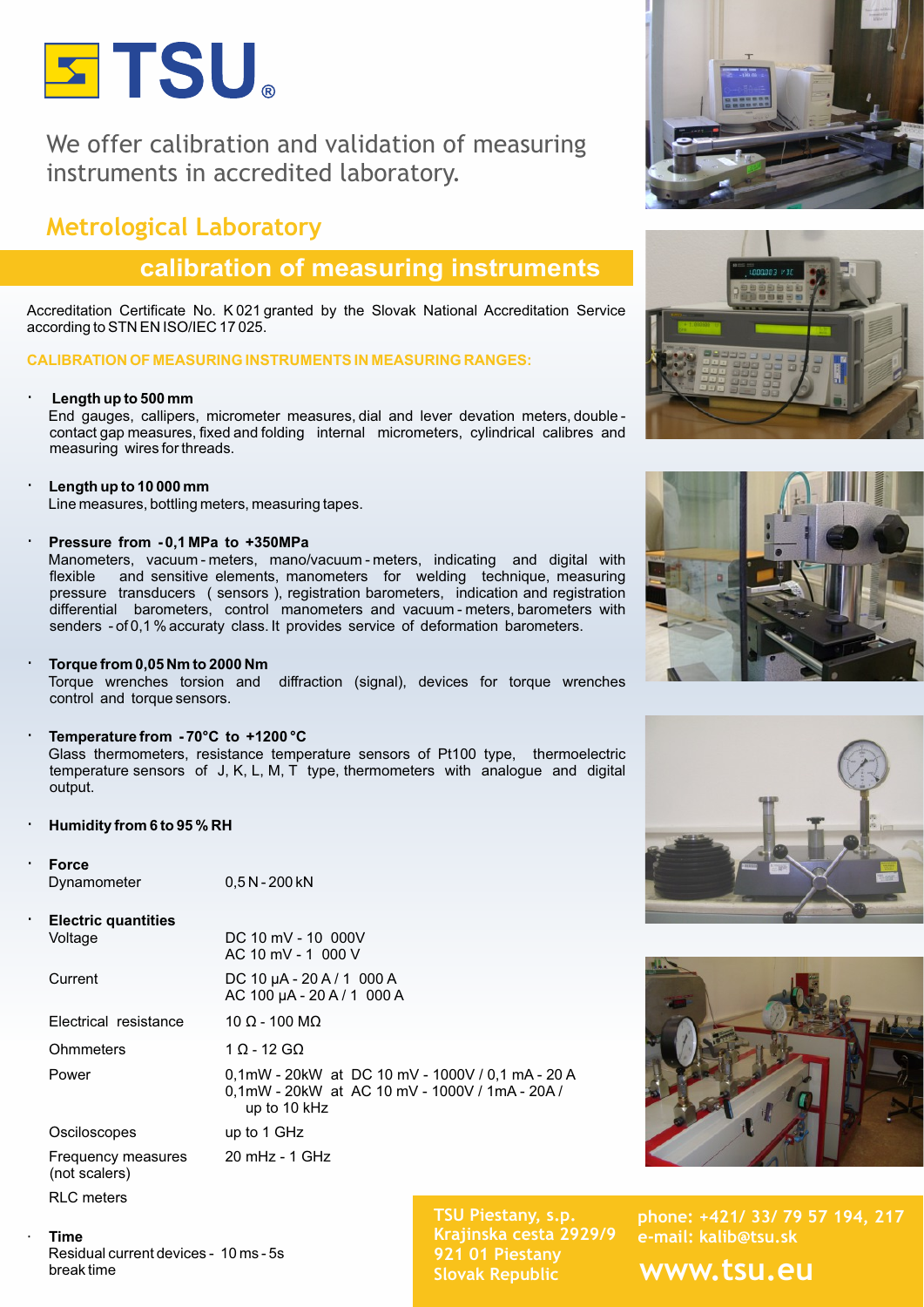# TSU®

We offer calibration and validation of measuring instruments in accredited laboratory.

## Metrological Laboratory

## calibration of measuring instruments

Accreditation Certificate No. K 021 granted by the Slovak National Accreditation Service according to STN EN ISO/IEC 17 025.

### CALIBRATION OF MEASURING INSTRUMENTS IN MEASURING RANGES:

- **Length up to 500 mm**
  End gauges, callipers, micrometer measures, dial and lever devation meters, double - contact gap measures, fixed and folding internal micrometers, cylindrical calibres and measuring wires for threads.

- **Length up to 10 000 mm**
  Line measures, bottling meters, measuring tapes.

- **Pressure from -0,1 MPa to +350MPa**
  Manometers, vacuum - meters, mano/vacuum - meters, indicating and digital with flexible and sensitive elements, manometers for welding technique, measuring pressure transducers ( sensors ), registration barometers, indication and registration differential barometers, control manometers and vacuum - meters, barometers with senders - of 0,1 % accuraty class. It provides service of deformation barometers.

- **Torque from 0,05 Nm to 2000 Nm**
  Torque wrenches torsion and diffraction (signal), devices for torque wrenches control and torque sensors.

- **Temperature from -70°C to +1200 °C**
  Glass thermometers, resistance temperature sensors of Pt100 type, thermoelectric temperature sensors of J, K, L, M, T type, thermometers with analogue and digital output.

- **Humidity from 6 to 95 % RH**

- **Force**

| | |
|---|---|
| Dynamometer | 0,5 N - 200 kN |

- **Electric quantities**

| | |
|---|---|
| Voltage | DC 10 mV - 10 000V<br>AC 10 mV - 1 000 V |
| Current | DC 10 µA - 20 A / 1 000 A<br>AC 100 µA - 20 A / 1 000 A |
| Electrical resistance | 10 Ω - 100 MΩ |
| Ohmmeters | 1 Ω - 12 GΩ |
| Power | 0,1mW - 20kW at DC 10 mV - 1000V / 0,1 mA - 20 A<br>0,1mW - 20kW at AC 10 mV - 1000V / 1mA - 20A / up to 10 kHz |
| Osciloscopes | up to 1 GHz |
| Frequency measures (not scalers) | 20 mHz - 1 GHz |
| RLC meters | |

- **Time**
  Residual current devices - 10 ms - 5s break time

TSU Piestany, s.p.
Krajinska cesta 2929/9
921 01 Piestany
Slovak Republic

phone: +421/ 33/ 79 57 194, 217
e-mail: kalib@tsu.sk

**www.tsu.eu**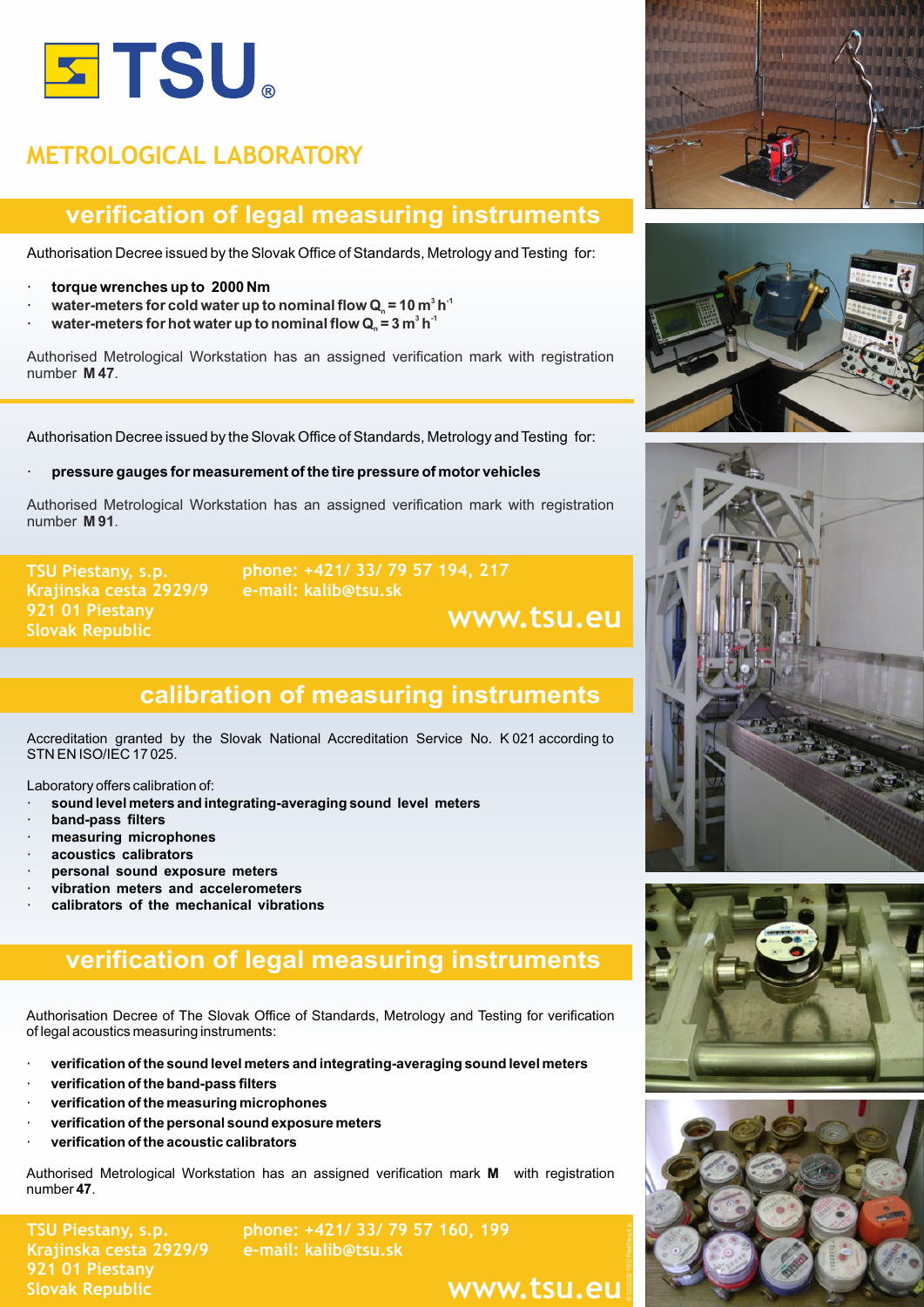# TSU®

## METROLOGICAL LABORATORY

## verification of legal measuring instruments

Authorisation Decree issued by the Slovak Office of Standards, Metrology and Testing for:

- **torque wrenches up to 2000 Nm**
- **water-meters for cold water up to nominal flow $Q_n = 10\ m^3\ h^{-1}$**
- **water-meters for hot water up to nominal flow $Q_n = 3\ m^3\ h^{-1}$**

Authorised Metrological Workstation has an assigned verification mark with registration number **M 47**.

Authorisation Decree issued by the Slovak Office of Standards, Metrology and Testing for:

- **pressure gauges for measurement of the tire pressure of motor vehicles**

Authorised Metrological Workstation has an assigned verification mark with registration number **M 91**.

TSU Piestany, s.p.
Krajinska cesta 2929/9
921 01 Piestany
Slovak Republic

phone: +421/ 33/ 79 57 194, 217
e-mail: kalib@tsu.sk

www.tsu.eu

## calibration of measuring instruments

Accreditation granted by the Slovak National Accreditation Service No. K 021 according to STN EN ISO/IEC 17 025.

Laboratory offers calibration of:

- **sound level meters and integrating-averaging sound level meters**
- **band-pass filters**
- **measuring microphones**
- **acoustics calibrators**
- **personal sound exposure meters**
- **vibration meters and accelerometers**
- **calibrators of the mechanical vibrations**

## verification of legal measuring instruments

Authorisation Decree of The Slovak Office of Standards, Metrology and Testing for verification of legal acoustics measuring instruments:

- **verification of the sound level meters and integrating-averaging sound level meters**
- **verification of the band-pass filters**
- **verification of the measuring microphones**
- **verification of the personal sound exposure meters**
- **verification of the acoustic calibrators**

Authorised Metrological Workstation has an assigned verification mark **M** with registration number **47**.

TSU Piestany, s.p.
Krajinska cesta 2929/9
921 01 Piestany
Slovak Republic

phone: +421/ 33/ 79 57 160, 199
e-mail: kalib@tsu.sk

www.tsu.eu